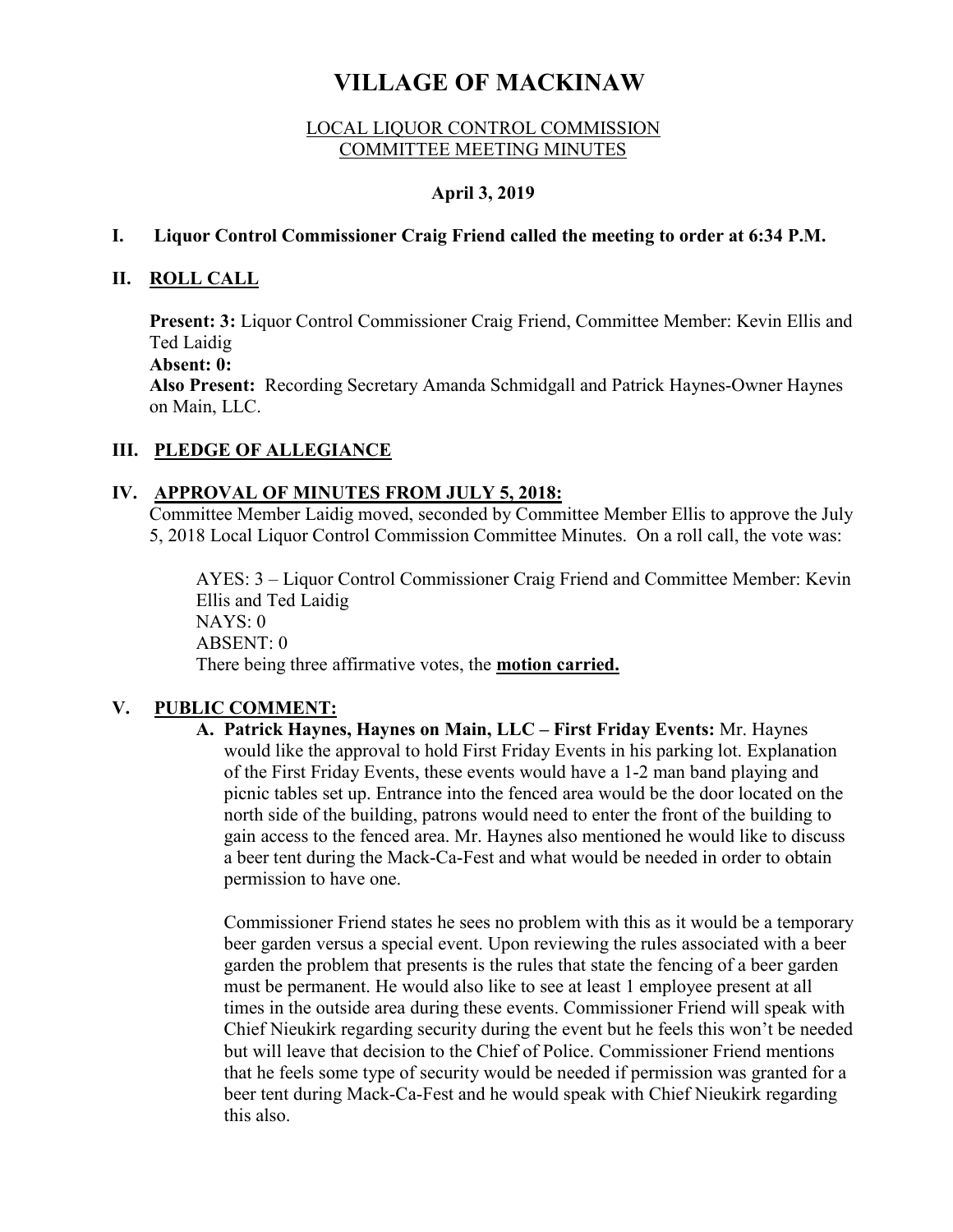# VILLAGE OF MACKINAW

LOCAL LIQUOR CONTROL COMMISSION
COMMITTEE MEETING MINUTES

**April 3, 2019**

## I. Liquor Control Commissioner Craig Friend called the meeting to order at 6:34 P.M.

## II. ROLL CALL

**Present: 3:** Liquor Control Commissioner Craig Friend, Committee Member: Kevin Ellis and Ted Laidig
**Absent: 0:**
**Also Present:** Recording Secretary Amanda Schmidgall and Patrick Haynes-Owner Haynes on Main, LLC.

## III. PLEDGE OF ALLEGIANCE

## IV. APPROVAL OF MINUTES FROM JULY 5, 2018:

Committee Member Laidig moved, seconded by Committee Member Ellis to approve the July 5, 2018 Local Liquor Control Commission Committee Minutes. On a roll call, the vote was:

AYES: 3 – Liquor Control Commissioner Craig Friend and Committee Member: Kevin Ellis and Ted Laidig
NAYS: 0
ABSENT: 0
There being three affirmative votes, the **motion carried.**

## V. PUBLIC COMMENT:

**A. Patrick Haynes, Haynes on Main, LLC – First Friday Events:** Mr. Haynes would like the approval to hold First Friday Events in his parking lot. Explanation of the First Friday Events, these events would have a 1-2 man band playing and picnic tables set up. Entrance into the fenced area would be the door located on the north side of the building, patrons would need to enter the front of the building to gain access to the fenced area. Mr. Haynes also mentioned he would like to discuss a beer tent during the Mack-Ca-Fest and what would be needed in order to obtain permission to have one.

Commissioner Friend states he sees no problem with this as it would be a temporary beer garden versus a special event. Upon reviewing the rules associated with a beer garden the problem that presents is the rules that state the fencing of a beer garden must be permanent. He would also like to see at least 1 employee present at all times in the outside area during these events. Commissioner Friend will speak with Chief Nieukirk regarding security during the event but he feels this won't be needed but will leave that decision to the Chief of Police. Commissioner Friend mentions that he feels some type of security would be needed if permission was granted for a beer tent during Mack-Ca-Fest and he would speak with Chief Nieukirk regarding this also.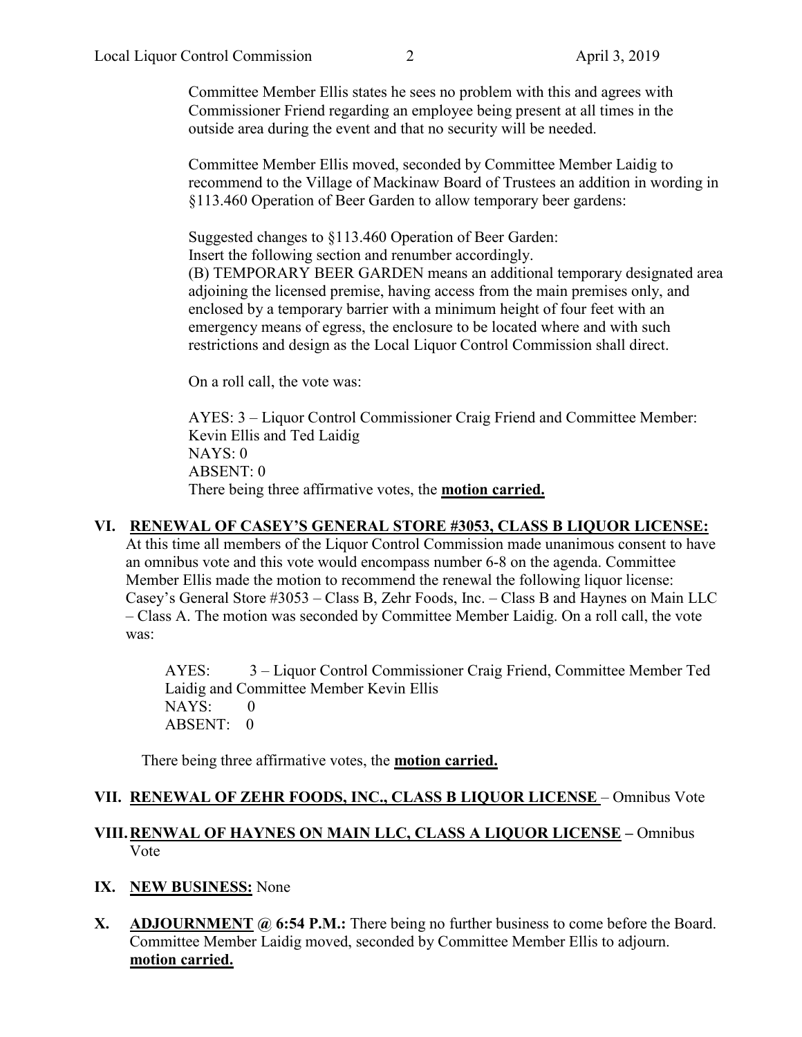Committee Member Ellis states he sees no problem with this and agrees with Commissioner Friend regarding an employee being present at all times in the outside area during the event and that no security will be needed.

Committee Member Ellis moved, seconded by Committee Member Laidig to recommend to the Village of Mackinaw Board of Trustees an addition in wording in §113.460 Operation of Beer Garden to allow temporary beer gardens:

Suggested changes to §113.460 Operation of Beer Garden:
Insert the following section and renumber accordingly.
(B) TEMPORARY BEER GARDEN means an additional temporary designated area adjoining the licensed premise, having access from the main premises only, and enclosed by a temporary barrier with a minimum height of four feet with an emergency means of egress, the enclosure to be located where and with such restrictions and design as the Local Liquor Control Commission shall direct.

On a roll call, the vote was:

AYES: 3 – Liquor Control Commissioner Craig Friend and Committee Member: Kevin Ellis and Ted Laidig
NAYS: 0
ABSENT: 0
There being three affirmative votes, the **motion carried.**

## VI. RENEWAL OF CASEY'S GENERAL STORE #3053, CLASS B LIQUOR LICENSE:

At this time all members of the Liquor Control Commission made unanimous consent to have an omnibus vote and this vote would encompass number 6-8 on the agenda. Committee Member Ellis made the motion to recommend the renewal the following liquor license: Casey's General Store #3053 – Class B, Zehr Foods, Inc. – Class B and Haynes on Main LLC – Class A. The motion was seconded by Committee Member Laidig. On a roll call, the vote was:

AYES: 3 – Liquor Control Commissioner Craig Friend, Committee Member Ted Laidig and Committee Member Kevin Ellis
NAYS: 0
ABSENT: 0

There being three affirmative votes, the **motion carried.**

## VII. RENEWAL OF ZEHR FOODS, INC., CLASS B LIQUOR LICENSE – Omnibus Vote

## VIII. RENWAL OF HAYNES ON MAIN LLC, CLASS A LIQUOR LICENSE – Omnibus Vote

## IX. NEW BUSINESS: None

## X. ADJOURNMENT @ 6:54 P.M.:

There being no further business to come before the Board. Committee Member Laidig moved, seconded by Committee Member Ellis to adjourn. **motion carried.**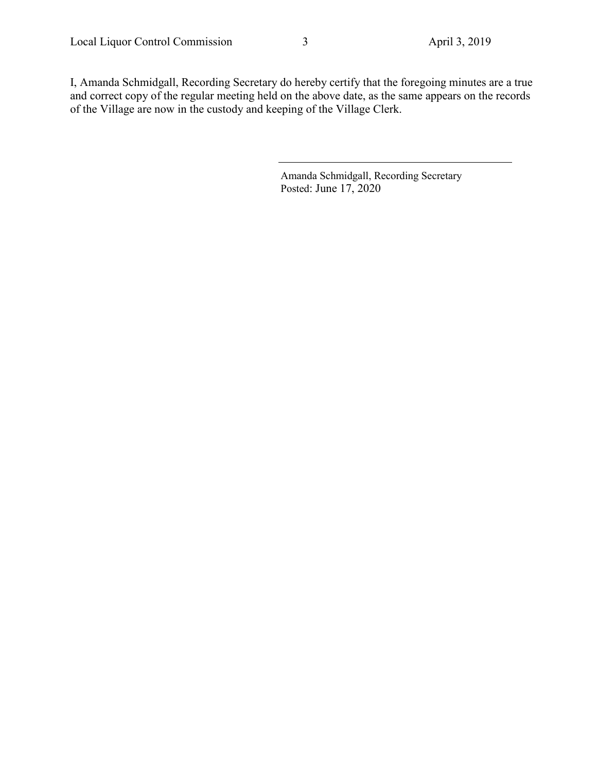I, Amanda Schmidgall, Recording Secretary do hereby certify that the foregoing minutes are a true and correct copy of the regular meeting held on the above date, as the same appears on the records of the Village are now in the custody and keeping of the Village Clerk.

\_\_\_\_\_\_\_\_\_\_\_\_\_\_\_\_\_\_\_\_\_\_\_\_\_\_\_\_\_\_\_\_\_\_\_\_\_\_

Amanda Schmidgall, Recording Secretary
Posted: June 17, 2020